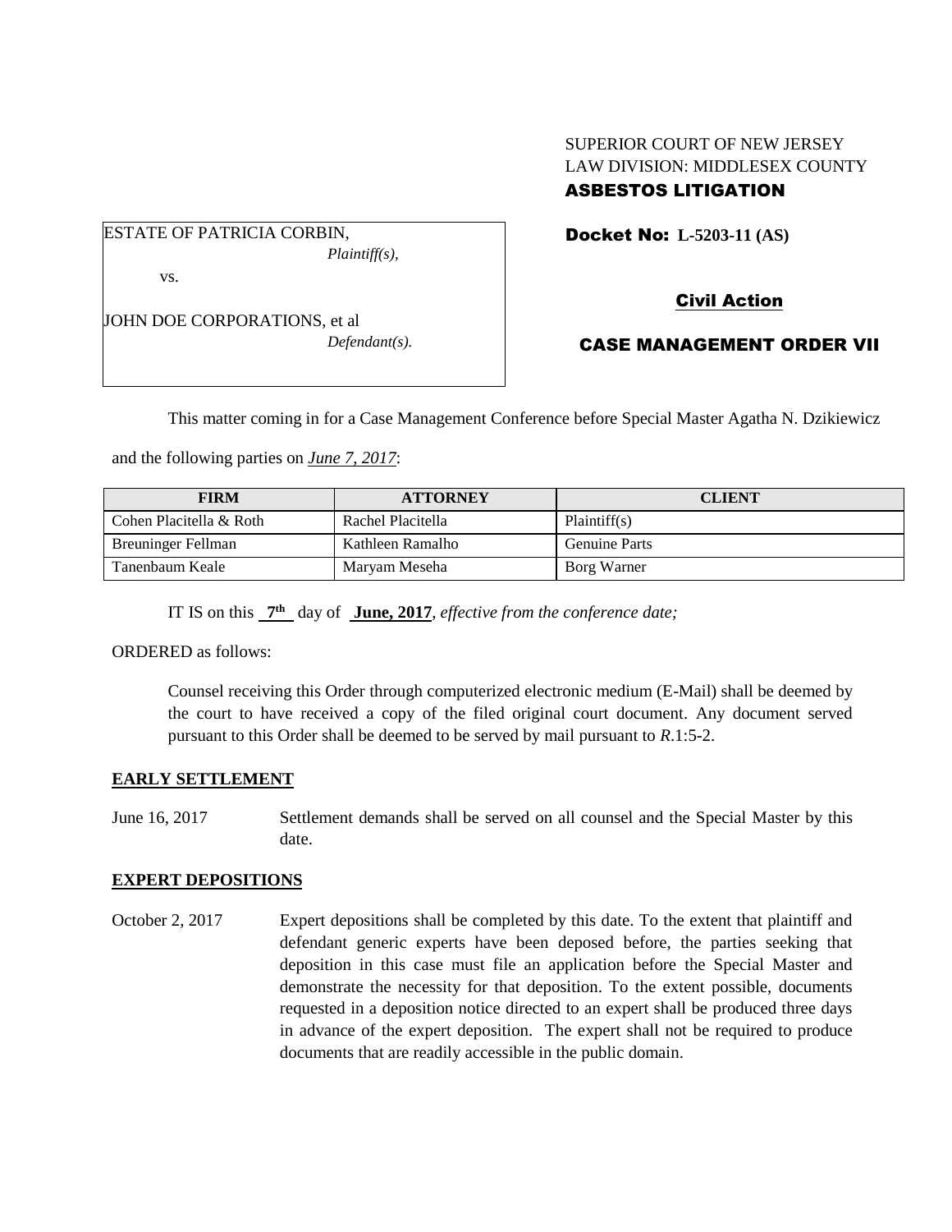SUPERIOR COURT OF NEW JERSEY
LAW DIVISION: MIDDLESEX COUNTY
**ASBESTOS LITIGATION**

ESTATE OF PATRICIA CORBIN,
*Plaintiff(s),*

vs.

JOHN DOE CORPORATIONS, et al
*Defendant(s).*

**Docket No: L-5203-11 (AS)**

**Civil Action**

**CASE MANAGEMENT ORDER VII**

This matter coming in for a Case Management Conference before Special Master Agatha N. Dzikiewicz and the following parties on *June 7, 2017*:

| FIRM | ATTORNEY | CLIENT |
|---|---|---|
| Cohen Placitella & Roth | Rachel Placitella | Plaintiff(s) |
| Breuninger Fellman | Kathleen Ramalho | Genuine Parts |
| Tanenbaum Keale | Maryam Meseha | Borg Warner |

IT IS on this **7th** day of **June, 2017**, *effective from the conference date;*

ORDERED as follows:

Counsel receiving this Order through computerized electronic medium (E-Mail) shall be deemed by the court to have received a copy of the filed original court document. Any document served pursuant to this Order shall be deemed to be served by mail pursuant to *R*.1:5-2.

**EARLY SETTLEMENT**

June 16, 2017 Settlement demands shall be served on all counsel and the Special Master by this date.

**EXPERT DEPOSITIONS**

October 2, 2017 Expert depositions shall be completed by this date. To the extent that plaintiff and defendant generic experts have been deposed before, the parties seeking that deposition in this case must file an application before the Special Master and demonstrate the necessity for that deposition. To the extent possible, documents requested in a deposition notice directed to an expert shall be produced three days in advance of the expert deposition. The expert shall not be required to produce documents that are readily accessible in the public domain.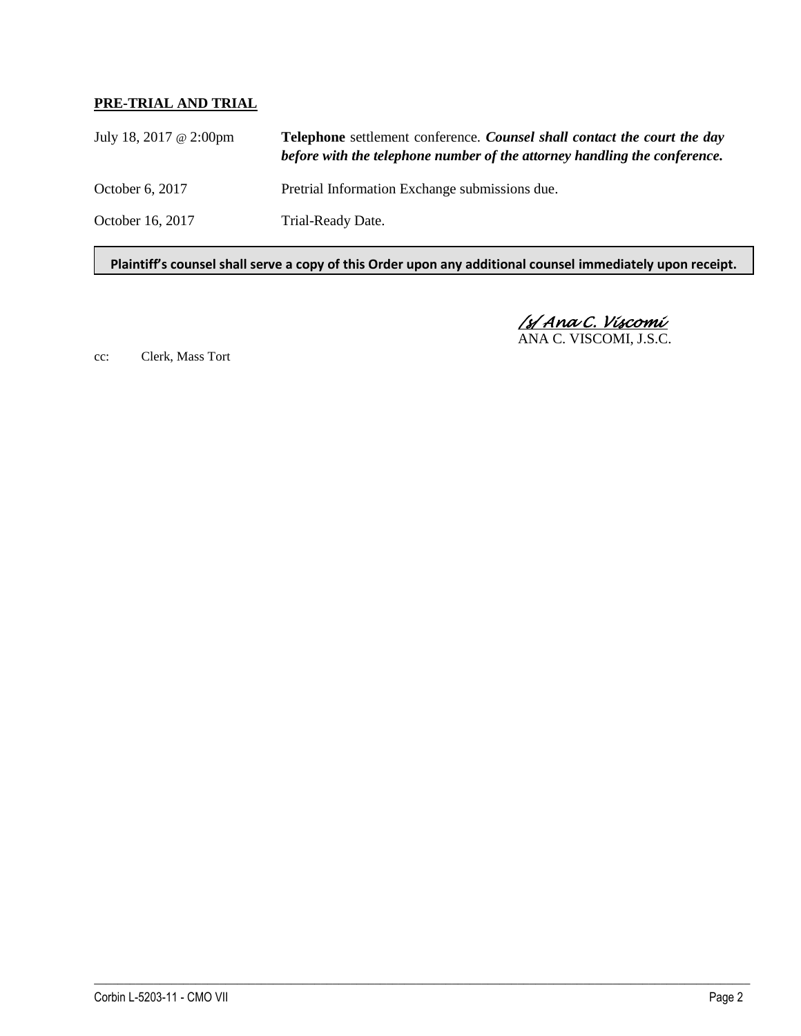**PRE-TRIAL AND TRIAL**

| | |
|---|---|
| July 18, 2017 @ 2:00pm | **Telephone** settlement conference. ***Counsel shall contact the court the day before with the telephone number of the attorney handling the conference.*** |
| October 6, 2017 | Pretrial Information Exchange submissions due. |
| October 16, 2017 | Trial-Ready Date. |

**Plaintiff's counsel shall serve a copy of this Order upon any additional counsel immediately upon receipt.**

/s/ Ana C. Viscomi
ANA C. VISCOMI, J.S.C.

cc: Clerk, Mass Tort